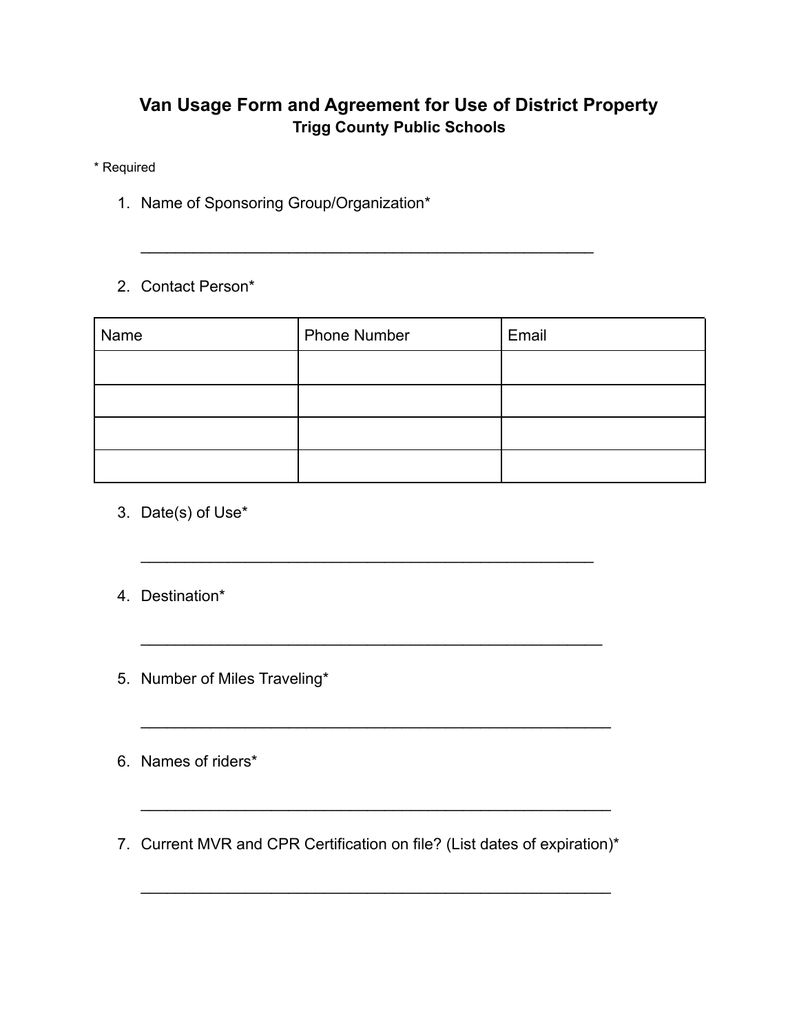# Van Usage Form and Agreement for Use of District Property

## Trigg County Public Schools

* Required

1. Name of Sponsoring Group/Organization*

    ______________________________________________________

2. Contact Person*

| Name | Phone Number | Email |
|---|---|---|
| | | |
| | | |
| | | |
| | | |

3. Date(s) of Use*

    ______________________________________________________

4. Destination*

    ______________________________________________________

5. Number of Miles Traveling*

    ______________________________________________________

6. Names of riders*

    ______________________________________________________

7. Current MVR and CPR Certification on file? (List dates of expiration)*

    ______________________________________________________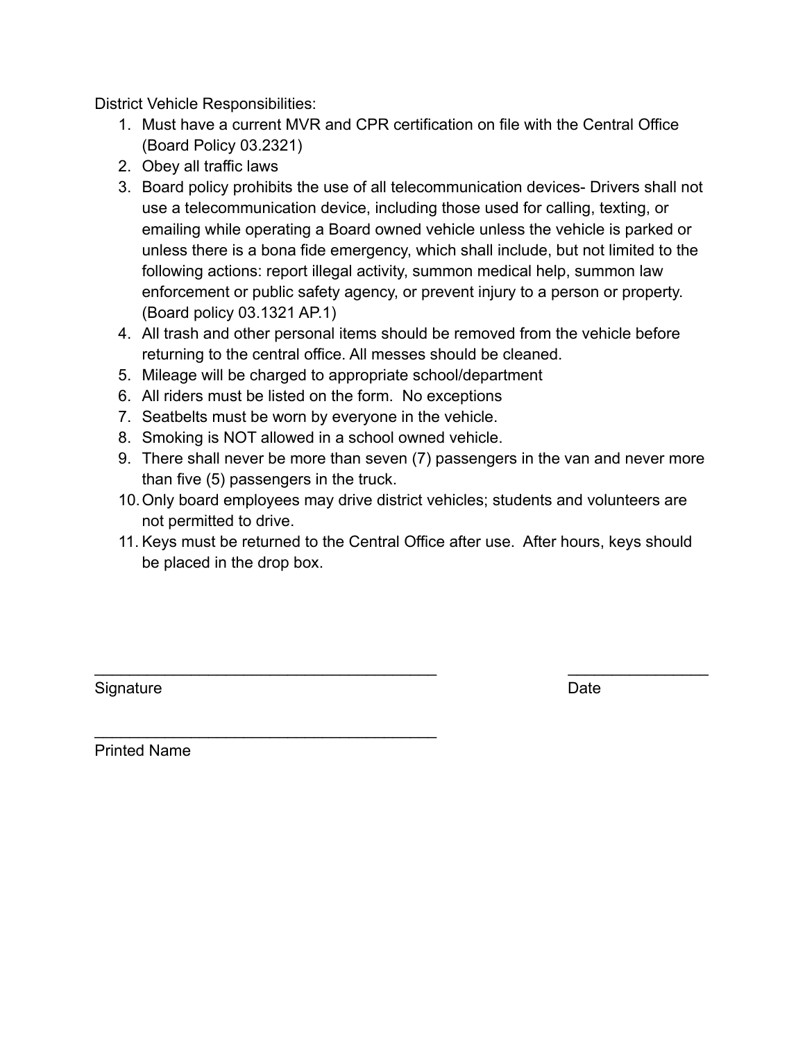District Vehicle Responsibilities:

1. Must have a current MVR and CPR certification on file with the Central Office (Board Policy 03.2321)
2. Obey all traffic laws
3. Board policy prohibits the use of all telecommunication devices- Drivers shall not use a telecommunication device, including those used for calling, texting, or emailing while operating a Board owned vehicle unless the vehicle is parked or unless there is a bona fide emergency, which shall include, but not limited to the following actions: report illegal activity, summon medical help, summon law enforcement or public safety agency, or prevent injury to a person or property. (Board policy 03.1321 AP.1)
4. All trash and other personal items should be removed from the vehicle before returning to the central office. All messes should be cleaned.
5. Mileage will be charged to appropriate school/department
6. All riders must be listed on the form. No exceptions
7. Seatbelts must be worn by everyone in the vehicle.
8. Smoking is NOT allowed in a school owned vehicle.
9. There shall never be more than seven (7) passengers in the van and never more than five (5) passengers in the truck.
10. Only board employees may drive district vehicles; students and volunteers are not permitted to drive.
11. Keys must be returned to the Central Office after use. After hours, keys should be placed in the drop box.

\_\_\_\_\_\_\_\_\_\_\_\_\_\_\_\_\_\_\_\_\_\_\_\_\_\_\_\_\_\_\_\_\_\_\_\_\_\_\_\_ \_\_\_\_\_\_\_\_\_\_\_\_\_\_\_\_\_\_\_\_

Signature Date

\_\_\_\_\_\_\_\_\_\_\_\_\_\_\_\_\_\_\_\_\_\_\_\_\_\_\_\_\_\_\_\_\_\_\_\_\_\_\_\_

Printed Name